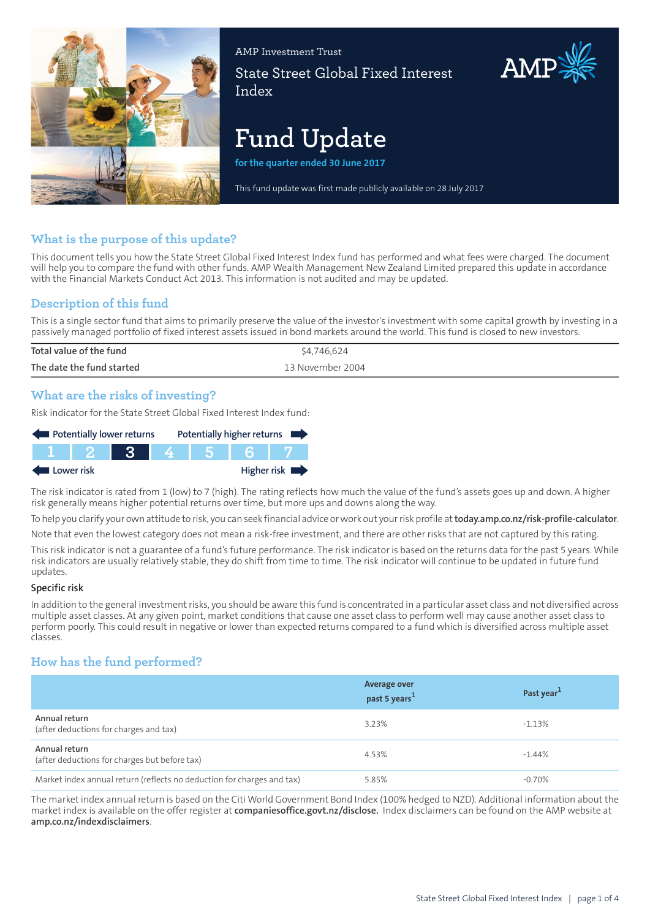AMP Investment Trust

# State Street Global Fixed Interest Index

# Fund Update

**for the quarter ended 30 June 2017**

This fund update was first made publicly available on 28 July 2017

## What is the purpose of this update?

This document tells you how the State Street Global Fixed Interest Index fund has performed and what fees were charged. The document will help you to compare the fund with other funds. AMP Wealth Management New Zealand Limited prepared this update in accordance with the Financial Markets Conduct Act 2013. This information is not audited and may be updated.

## Description of this fund

This is a single sector fund that aims to primarily preserve the value of the investor's investment with some capital growth by investing in a passively managed portfolio of fixed interest assets issued in bond markets around the world. This fund is closed to new investors.

| | |
|---|---|
| Total value of the fund | $4,746,624 |
| The date the fund started | 13 November 2004 |

## What are the risks of investing?

Risk indicator for the State Street Global Fixed Interest Index fund:

Potentially lower returns — Potentially higher returns

| 1 | 2 | **3** | 4 | 5 | 6 | 7 |
|---|---|---|---|---|---|---|

Lower risk — Higher risk

The risk indicator is rated from 1 (low) to 7 (high). The rating reflects how much the value of the fund's assets goes up and down. A higher risk generally means higher potential returns over time, but more ups and downs along the way.

To help you clarify your own attitude to risk, you can seek financial advice or work out your risk profile at **today.amp.co.nz/risk-profile-calculator**.

Note that even the lowest category does not mean a risk-free investment, and there are other risks that are not captured by this rating.

This risk indicator is not a guarantee of a fund's future performance. The risk indicator is based on the returns data for the past 5 years. While risk indicators are usually relatively stable, they do shift from time to time. The risk indicator will continue to be updated in future fund updates.

### Specific risk

In addition to the general investment risks, you should be aware this fund is concentrated in a particular asset class and not diversified across multiple asset classes. At any given point, market conditions that cause one asset class to perform well may cause another asset class to perform poorly. This could result in negative or lower than expected returns compared to a fund which is diversified across multiple asset classes.

## How has the fund performed?

| | Average over past 5 years[1] | Past year[1] |
|---|---|---|
| Annual return (after deductions for charges and tax) | 3.23% | -1.13% |
| Annual return (after deductions for charges but before tax) | 4.53% | -1.44% |
| Market index annual return (reflects no deduction for charges and tax) | 5.85% | -0.70% |

The market index annual return is based on the Citi World Government Bond Index (100% hedged to NZD). Additional information about the market index is available on the offer register at **companiesoffice.govt.nz/disclose.** Index disclaimers can be found on the AMP website at **amp.co.nz/indexdisclaimers**.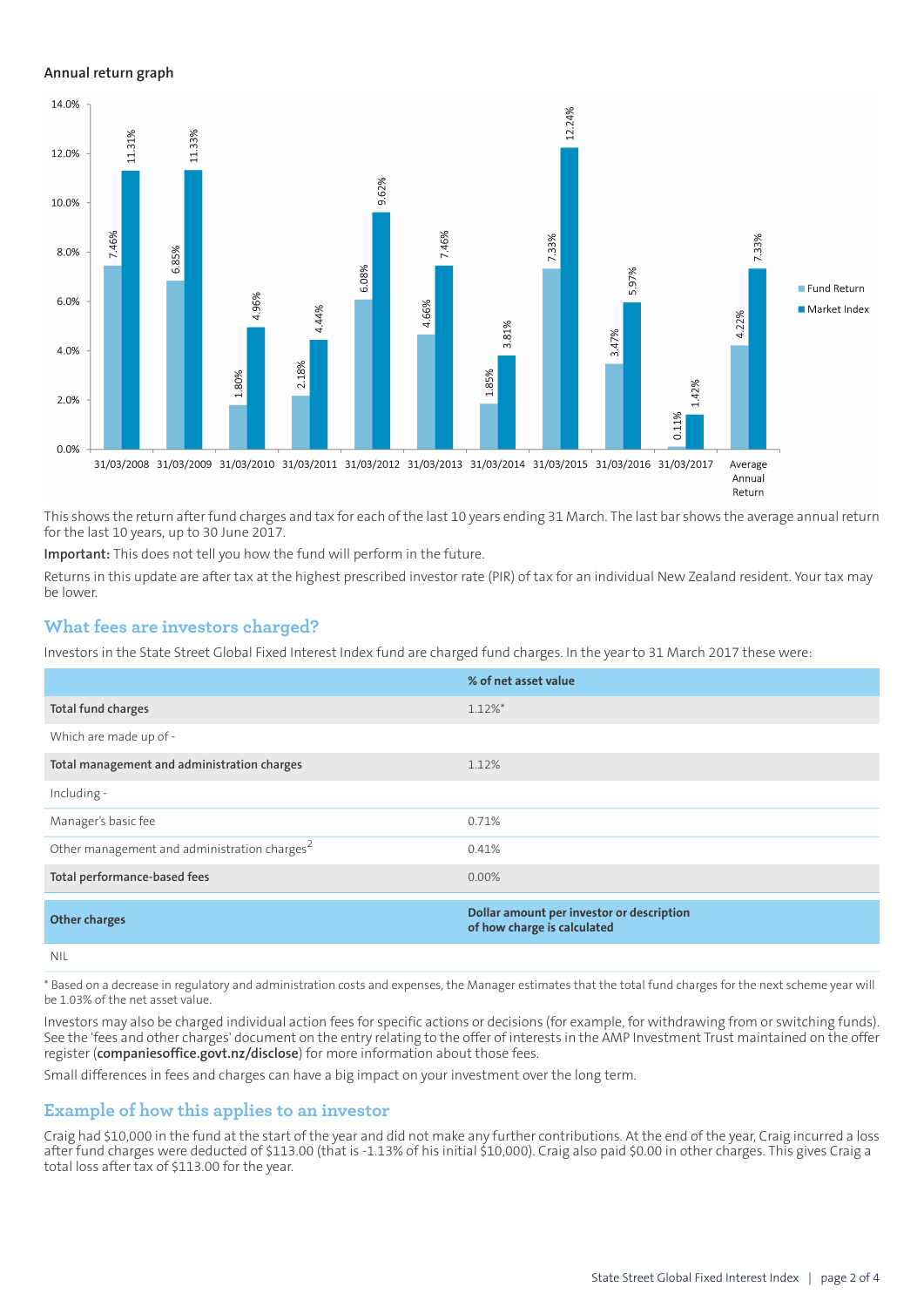## Annual return graph

| | Fund Return | Market Index |
|---|---|---|
| 31/03/2008 | 7.46% | 11.31% |
| 31/03/2009 | 6.85% | 11.33% |
| 31/03/2010 | 1.80% | 4.96% |
| 31/03/2011 | 2.18% | 4.44% |
| 31/03/2012 | 6.08% | 9.62% |
| 31/03/2013 | 4.66% | 7.46% |
| 31/03/2014 | 1.85% | 3.81% |
| 31/03/2015 | 7.33% | 12.24% |
| 31/03/2016 | 3.47% | 5.97% |
| 31/03/2017 | 0.11% | 1.42% |
| Average Annual Return | 4.22% | 7.33% |

This shows the return after fund charges and tax for each of the last 10 years ending 31 March. The last bar shows the average annual return for the last 10 years, up to 30 June 2017.

**Important:** This does not tell you how the fund will perform in the future.

Returns in this update are after tax at the highest prescribed investor rate (PIR) of tax for an individual New Zealand resident. Your tax may be lower.

## What fees are investors charged?

Investors in the State Street Global Fixed Interest Index fund are charged fund charges. In the year to 31 March 2017 these were:

| | % of net asset value |
|---|---|
| **Total fund charges** | 1.12%* |
| Which are made up of - | |
| **Total management and administration charges** | 1.12% |
| Including - | |
| Manager's basic fee | 0.71% |
| Other management and administration charges[2] | 0.41% |
| **Total performance-based fees** | 0.00% |
| **Other charges** | **Dollar amount per investor or description of how charge is calculated** |
| NIL | |

* Based on a decrease in regulatory and administration costs and expenses, the Manager estimates that the total fund charges for the next scheme year will be 1.03% of the net asset value.

Investors may also be charged individual action fees for specific actions or decisions (for example, for withdrawing from or switching funds). See the 'fees and other charges' document on the entry relating to the offer of interests in the AMP Investment Trust maintained on the offer register (**companiesoffice.govt.nz/disclose**) for more information about those fees.

Small differences in fees and charges can have a big impact on your investment over the long term.

## Example of how this applies to an investor

Craig had $10,000 in the fund at the start of the year and did not make any further contributions. At the end of the year, Craig incurred a loss after fund charges were deducted of $113.00 (that is -1.13% of his initial $10,000). Craig also paid $0.00 in other charges. This gives Craig a total loss after tax of $113.00 for the year.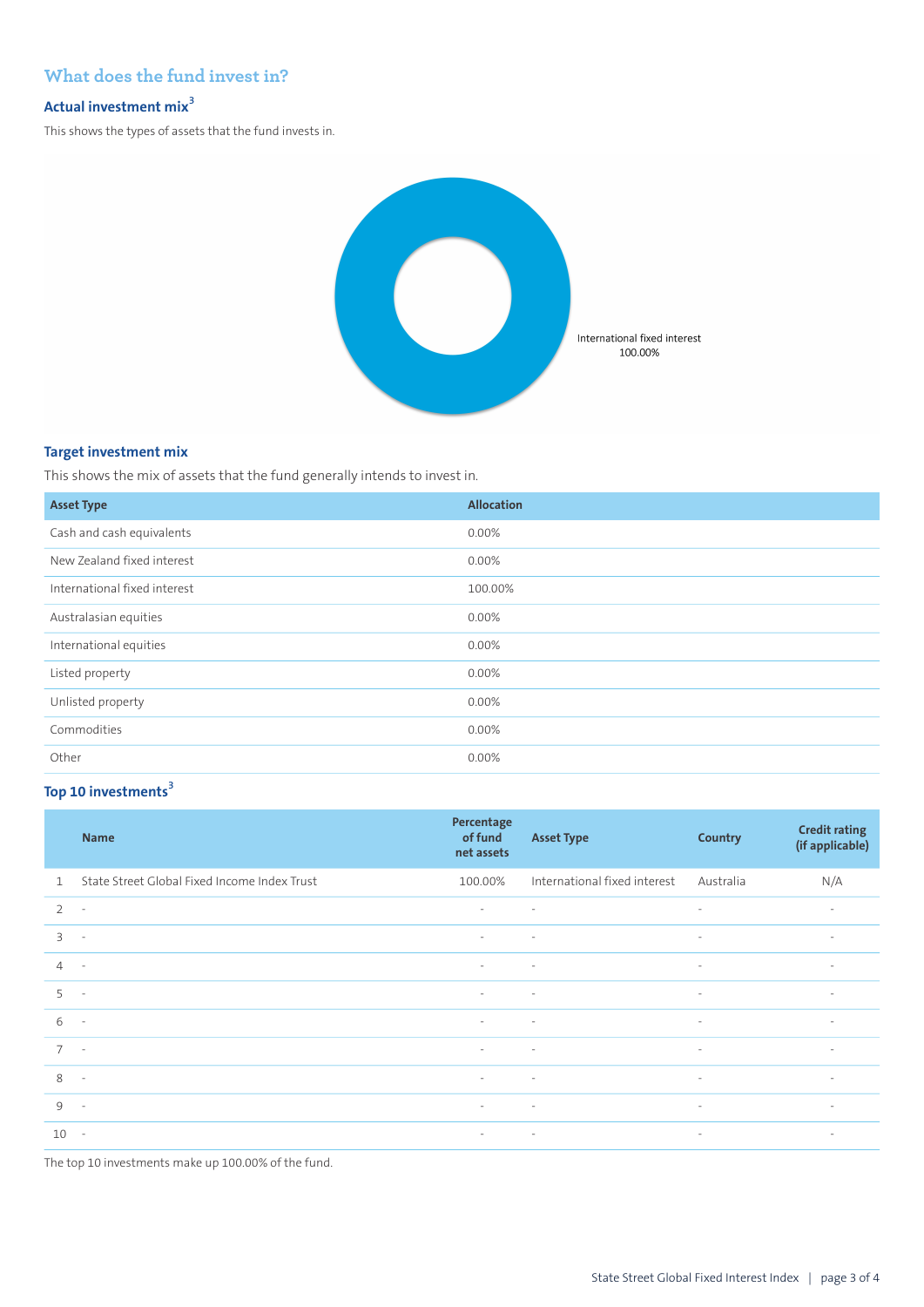## What does the fund invest in?

### Actual investment mix[3]

This shows the types of assets that the fund invests in.

International fixed interest 100.00%

### Target investment mix

This shows the mix of assets that the fund generally intends to invest in.

| Asset Type | Allocation |
|---|---|
| Cash and cash equivalents | 0.00% |
| New Zealand fixed interest | 0.00% |
| International fixed interest | 100.00% |
| Australasian equities | 0.00% |
| International equities | 0.00% |
| Listed property | 0.00% |
| Unlisted property | 0.00% |
| Commodities | 0.00% |
| Other | 0.00% |

### Top 10 investments[3]

| | Name | Percentage of fund net assets | Asset Type | Country | Credit rating (if applicable) |
|---|---|---|---|---|---|
| 1 | State Street Global Fixed Income Index Trust | 100.00% | International fixed interest | Australia | N/A |
| 2 | - | - | - | - | - |
| 3 | - | - | - | - | - |
| 4 | - | - | - | - | - |
| 5 | - | - | - | - | - |
| 6 | - | - | - | - | - |
| 7 | - | - | - | - | - |
| 8 | - | - | - | - | - |
| 9 | - | - | - | - | - |
| 10 | - | - | - | - | - |

The top 10 investments make up 100.00% of the fund.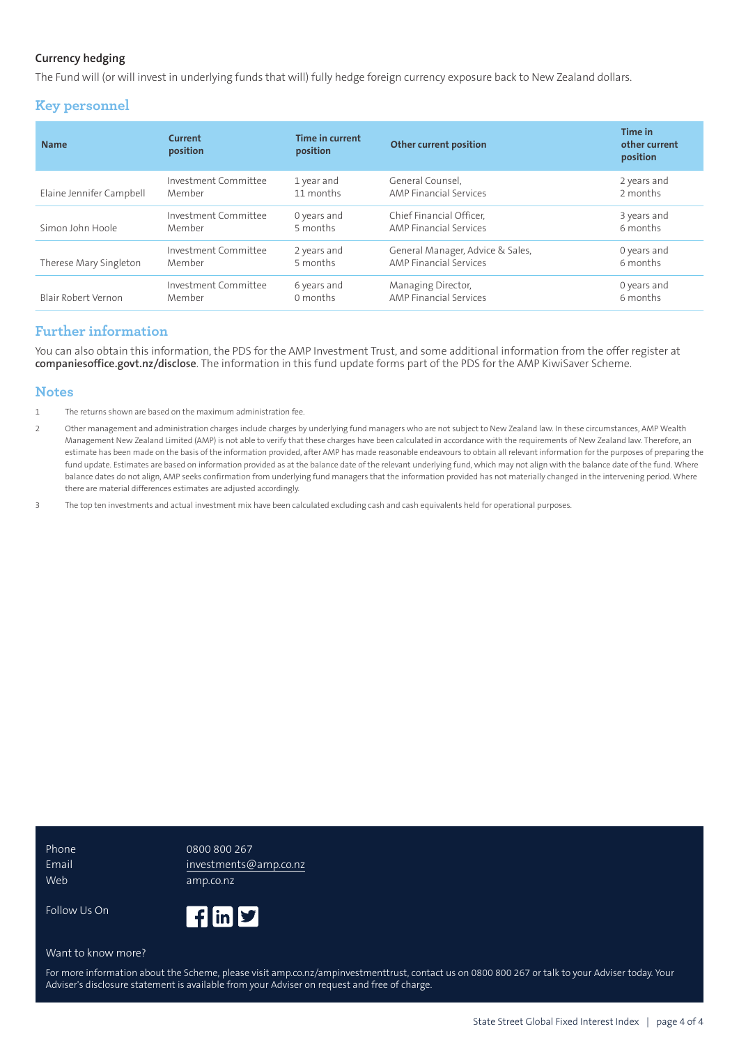### Currency hedging

The Fund will (or will invest in underlying funds that will) fully hedge foreign currency exposure back to New Zealand dollars.

## Key personnel

| Name | Current position | Time in current position | Other current position | Time in other current position |
|---|---|---|---|---|
| Elaine Jennifer Campbell | Investment Committee Member | 1 year and 11 months | General Counsel, AMP Financial Services | 2 years and 2 months |
| Simon John Hoole | Investment Committee Member | 0 years and 5 months | Chief Financial Officer, AMP Financial Services | 3 years and 6 months |
| Therese Mary Singleton | Investment Committee Member | 2 years and 5 months | General Manager, Advice & Sales, AMP Financial Services | 0 years and 6 months |
| Blair Robert Vernon | Investment Committee Member | 6 years and 0 months | Managing Director, AMP Financial Services | 0 years and 6 months |

## Further information

You can also obtain this information, the PDS for the AMP Investment Trust, and some additional information from the offer register at **companiesoffice.govt.nz/disclose**. The information in this fund update forms part of the PDS for the AMP KiwiSaver Scheme.

## Notes

1. The returns shown are based on the maximum administration fee.
2. Other management and administration charges include charges by underlying fund managers who are not subject to New Zealand law. In these circumstances, AMP Wealth Management New Zealand Limited (AMP) is not able to verify that these charges have been calculated in accordance with the requirements of New Zealand law. Therefore, an estimate has been made on the basis of the information provided, after AMP has made reasonable endeavours to obtain all relevant information for the purposes of preparing the fund update. Estimates are based on information provided as at the balance date of the relevant underlying fund, which may not align with the balance date of the fund. Where balance dates do not align, AMP seeks confirmation from underlying fund managers that the information provided has not materially changed in the intervening period. Where there are material differences estimates are adjusted accordingly.
3. The top ten investments and actual investment mix have been calculated excluding cash and cash equivalents held for operational purposes.

Phone 0800 800 267
Email investments@amp.co.nz
Web amp.co.nz

Follow Us On

Want to know more?

For more information about the Scheme, please visit amp.co.nz/ampinvestmenttrust, contact us on 0800 800 267 or talk to your Adviser today. Your Adviser's disclosure statement is available from your Adviser on request and free of charge.